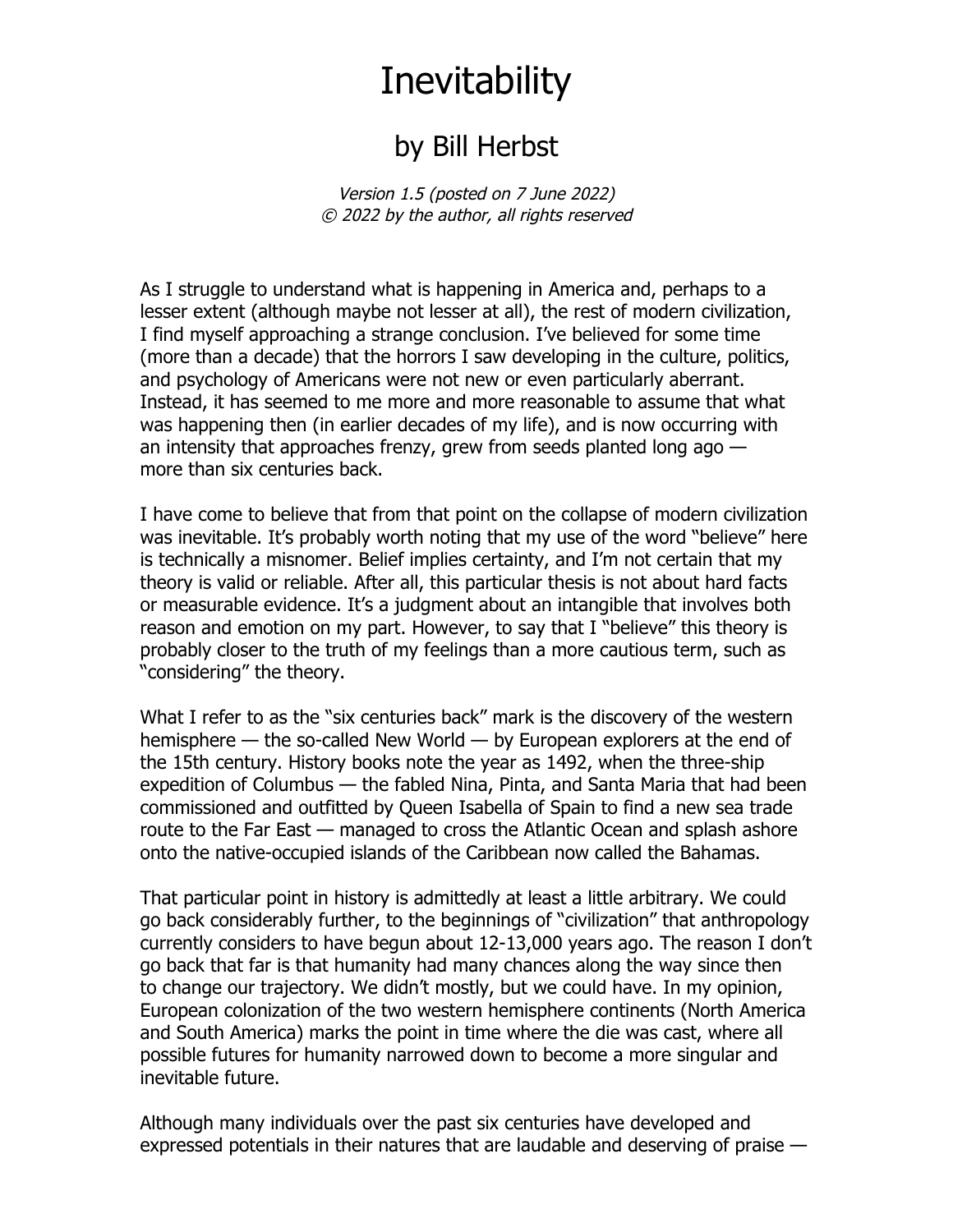# Inevitability

## by Bill Herbst

*Version 1.5 (posted on 7 June 2022)*
*© 2022 by the author, all rights reserved*

As I struggle to understand what is happening in America and, perhaps to a lesser extent (although maybe not lesser at all), the rest of modern civilization, I find myself approaching a strange conclusion. I've believed for some time (more than a decade) that the horrors I saw developing in the culture, politics, and psychology of Americans were not new or even particularly aberrant. Instead, it has seemed to me more and more reasonable to assume that what was happening then (in earlier decades of my life), and is now occurring with an intensity that approaches frenzy, grew from seeds planted long ago — more than six centuries back.

I have come to believe that from that point on the collapse of modern civilization was inevitable. It's probably worth noting that my use of the word "believe" here is technically a misnomer. Belief implies certainty, and I'm not certain that my theory is valid or reliable. After all, this particular thesis is not about hard facts or measurable evidence. It's a judgment about an intangible that involves both reason and emotion on my part. However, to say that I "believe" this theory is probably closer to the truth of my feelings than a more cautious term, such as "considering" the theory.

What I refer to as the "six centuries back" mark is the discovery of the western hemisphere — the so-called New World — by European explorers at the end of the 15th century. History books note the year as 1492, when the three-ship expedition of Columbus — the fabled Nina, Pinta, and Santa Maria that had been commissioned and outfitted by Queen Isabella of Spain to find a new sea trade route to the Far East — managed to cross the Atlantic Ocean and splash ashore onto the native-occupied islands of the Caribbean now called the Bahamas.

That particular point in history is admittedly at least a little arbitrary. We could go back considerably further, to the beginnings of "civilization" that anthropology currently considers to have begun about 12-13,000 years ago. The reason I don't go back that far is that humanity had many chances along the way since then to change our trajectory. We didn't mostly, but we could have. In my opinion, European colonization of the two western hemisphere continents (North America and South America) marks the point in time where the die was cast, where all possible futures for humanity narrowed down to become a more singular and inevitable future.

Although many individuals over the past six centuries have developed and expressed potentials in their natures that are laudable and deserving of praise —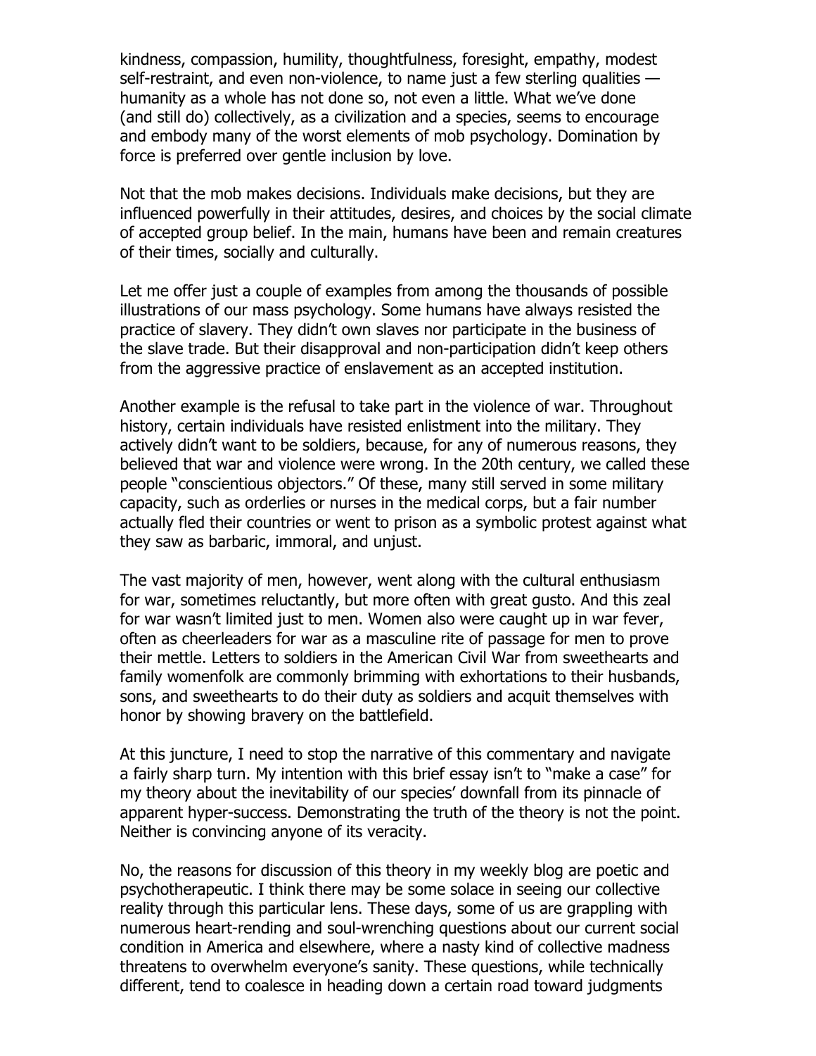kindness, compassion, humility, thoughtfulness, foresight, empathy, modest self-restraint, and even non-violence, to name just a few sterling qualities — humanity as a whole has not done so, not even a little. What we've done (and still do) collectively, as a civilization and a species, seems to encourage and embody many of the worst elements of mob psychology. Domination by force is preferred over gentle inclusion by love.

Not that the mob makes decisions. Individuals make decisions, but they are influenced powerfully in their attitudes, desires, and choices by the social climate of accepted group belief. In the main, humans have been and remain creatures of their times, socially and culturally.

Let me offer just a couple of examples from among the thousands of possible illustrations of our mass psychology. Some humans have always resisted the practice of slavery. They didn't own slaves nor participate in the business of the slave trade. But their disapproval and non-participation didn't keep others from the aggressive practice of enslavement as an accepted institution.

Another example is the refusal to take part in the violence of war. Throughout history, certain individuals have resisted enlistment into the military. They actively didn't want to be soldiers, because, for any of numerous reasons, they believed that war and violence were wrong. In the 20th century, we called these people "conscientious objectors." Of these, many still served in some military capacity, such as orderlies or nurses in the medical corps, but a fair number actually fled their countries or went to prison as a symbolic protest against what they saw as barbaric, immoral, and unjust.

The vast majority of men, however, went along with the cultural enthusiasm for war, sometimes reluctantly, but more often with great gusto. And this zeal for war wasn't limited just to men. Women also were caught up in war fever, often as cheerleaders for war as a masculine rite of passage for men to prove their mettle. Letters to soldiers in the American Civil War from sweethearts and family womenfolk are commonly brimming with exhortations to their husbands, sons, and sweethearts to do their duty as soldiers and acquit themselves with honor by showing bravery on the battlefield.

At this juncture, I need to stop the narrative of this commentary and navigate a fairly sharp turn. My intention with this brief essay isn't to "make a case" for my theory about the inevitability of our species' downfall from its pinnacle of apparent hyper-success. Demonstrating the truth of the theory is not the point. Neither is convincing anyone of its veracity.

No, the reasons for discussion of this theory in my weekly blog are poetic and psychotherapeutic. I think there may be some solace in seeing our collective reality through this particular lens. These days, some of us are grappling with numerous heart-rending and soul-wrenching questions about our current social condition in America and elsewhere, where a nasty kind of collective madness threatens to overwhelm everyone's sanity. These questions, while technically different, tend to coalesce in heading down a certain road toward judgments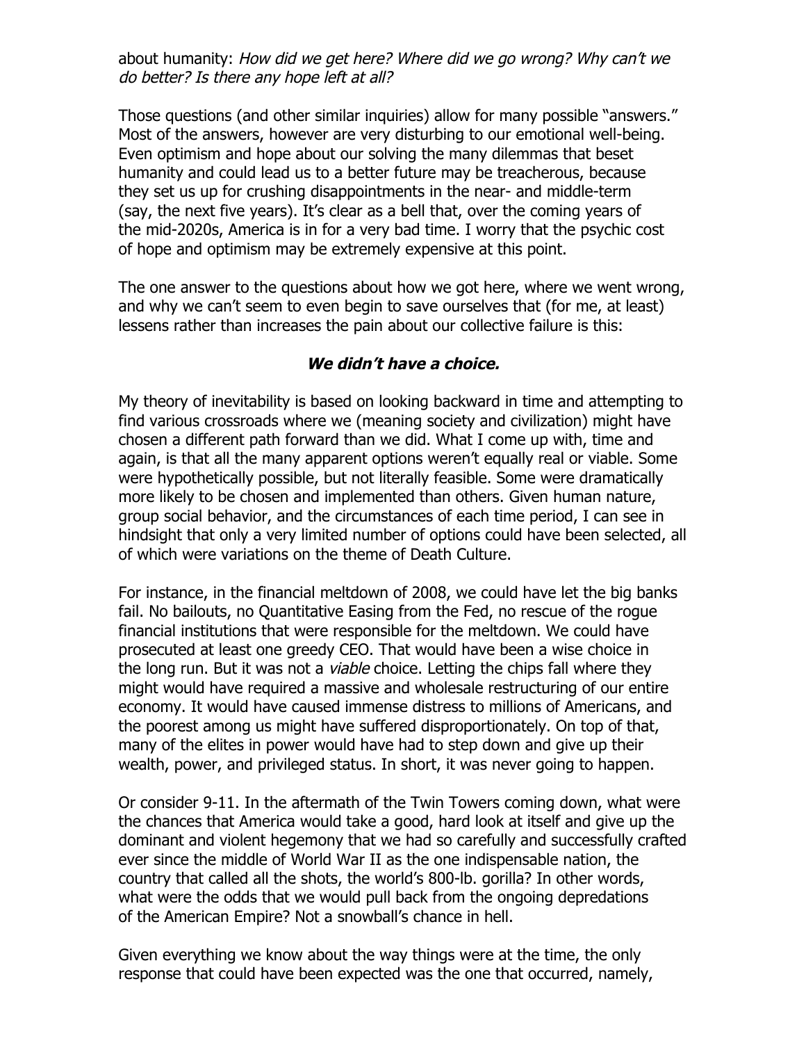about humanity: *How did we get here? Where did we go wrong? Why can't we do better? Is there any hope left at all?*

Those questions (and other similar inquiries) allow for many possible "answers." Most of the answers, however are very disturbing to our emotional well-being. Even optimism and hope about our solving the many dilemmas that beset humanity and could lead us to a better future may be treacherous, because they set us up for crushing disappointments in the near- and middle-term (say, the next five years). It's clear as a bell that, over the coming years of the mid-2020s, America is in for a very bad time. I worry that the psychic cost of hope and optimism may be extremely expensive at this point.

The one answer to the questions about how we got here, where we went wrong, and why we can't seem to even begin to save ourselves that (for me, at least) lessens rather than increases the pain about our collective failure is this:

***We didn't have a choice.***

My theory of inevitability is based on looking backward in time and attempting to find various crossroads where we (meaning society and civilization) might have chosen a different path forward than we did. What I come up with, time and again, is that all the many apparent options weren't equally real or viable. Some were hypothetically possible, but not literally feasible. Some were dramatically more likely to be chosen and implemented than others. Given human nature, group social behavior, and the circumstances of each time period, I can see in hindsight that only a very limited number of options could have been selected, all of which were variations on the theme of Death Culture.

For instance, in the financial meltdown of 2008, we could have let the big banks fail. No bailouts, no Quantitative Easing from the Fed, no rescue of the rogue financial institutions that were responsible for the meltdown. We could have prosecuted at least one greedy CEO. That would have been a wise choice in the long run. But it was not a *viable* choice. Letting the chips fall where they might would have required a massive and wholesale restructuring of our entire economy. It would have caused immense distress to millions of Americans, and the poorest among us might have suffered disproportionately. On top of that, many of the elites in power would have had to step down and give up their wealth, power, and privileged status. In short, it was never going to happen.

Or consider 9-11. In the aftermath of the Twin Towers coming down, what were the chances that America would take a good, hard look at itself and give up the dominant and violent hegemony that we had so carefully and successfully crafted ever since the middle of World War II as the one indispensable nation, the country that called all the shots, the world's 800-lb. gorilla? In other words, what were the odds that we would pull back from the ongoing depredations of the American Empire? Not a snowball's chance in hell.

Given everything we know about the way things were at the time, the only response that could have been expected was the one that occurred, namely,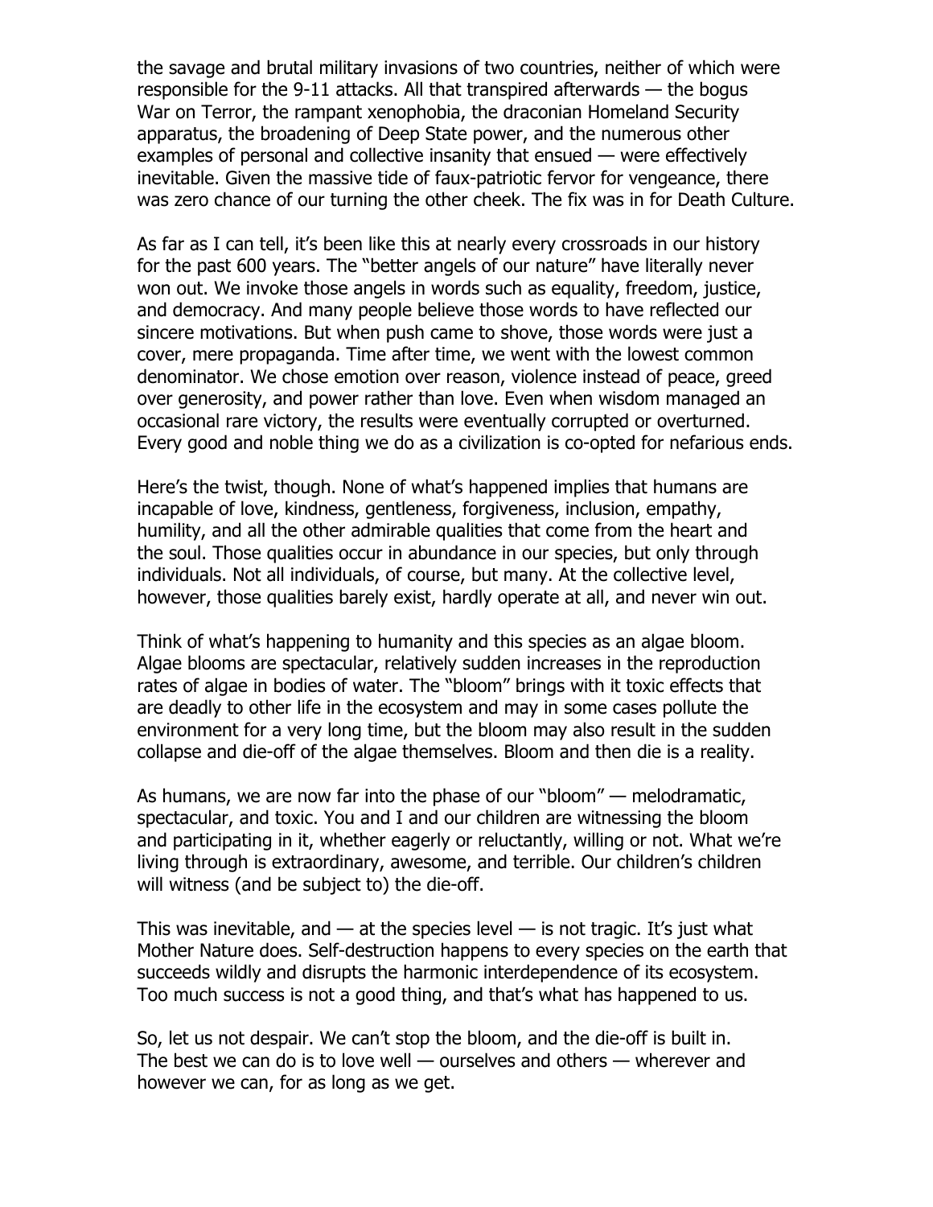the savage and brutal military invasions of two countries, neither of which were responsible for the 9-11 attacks. All that transpired afterwards — the bogus War on Terror, the rampant xenophobia, the draconian Homeland Security apparatus, the broadening of Deep State power, and the numerous other examples of personal and collective insanity that ensued — were effectively inevitable. Given the massive tide of faux-patriotic fervor for vengeance, there was zero chance of our turning the other cheek. The fix was in for Death Culture.

As far as I can tell, it's been like this at nearly every crossroads in our history for the past 600 years. The "better angels of our nature" have literally never won out. We invoke those angels in words such as equality, freedom, justice, and democracy. And many people believe those words to have reflected our sincere motivations. But when push came to shove, those words were just a cover, mere propaganda. Time after time, we went with the lowest common denominator. We chose emotion over reason, violence instead of peace, greed over generosity, and power rather than love. Even when wisdom managed an occasional rare victory, the results were eventually corrupted or overturned. Every good and noble thing we do as a civilization is co-opted for nefarious ends.

Here's the twist, though. None of what's happened implies that humans are incapable of love, kindness, gentleness, forgiveness, inclusion, empathy, humility, and all the other admirable qualities that come from the heart and the soul. Those qualities occur in abundance in our species, but only through individuals. Not all individuals, of course, but many. At the collective level, however, those qualities barely exist, hardly operate at all, and never win out.

Think of what's happening to humanity and this species as an algae bloom. Algae blooms are spectacular, relatively sudden increases in the reproduction rates of algae in bodies of water. The "bloom" brings with it toxic effects that are deadly to other life in the ecosystem and may in some cases pollute the environment for a very long time, but the bloom may also result in the sudden collapse and die-off of the algae themselves. Bloom and then die is a reality.

As humans, we are now far into the phase of our "bloom" — melodramatic, spectacular, and toxic. You and I and our children are witnessing the bloom and participating in it, whether eagerly or reluctantly, willing or not. What we're living through is extraordinary, awesome, and terrible. Our children's children will witness (and be subject to) the die-off.

This was inevitable, and — at the species level — is not tragic. It's just what Mother Nature does. Self-destruction happens to every species on the earth that succeeds wildly and disrupts the harmonic interdependence of its ecosystem. Too much success is not a good thing, and that's what has happened to us.

So, let us not despair. We can't stop the bloom, and the die-off is built in. The best we can do is to love well — ourselves and others — wherever and however we can, for as long as we get.